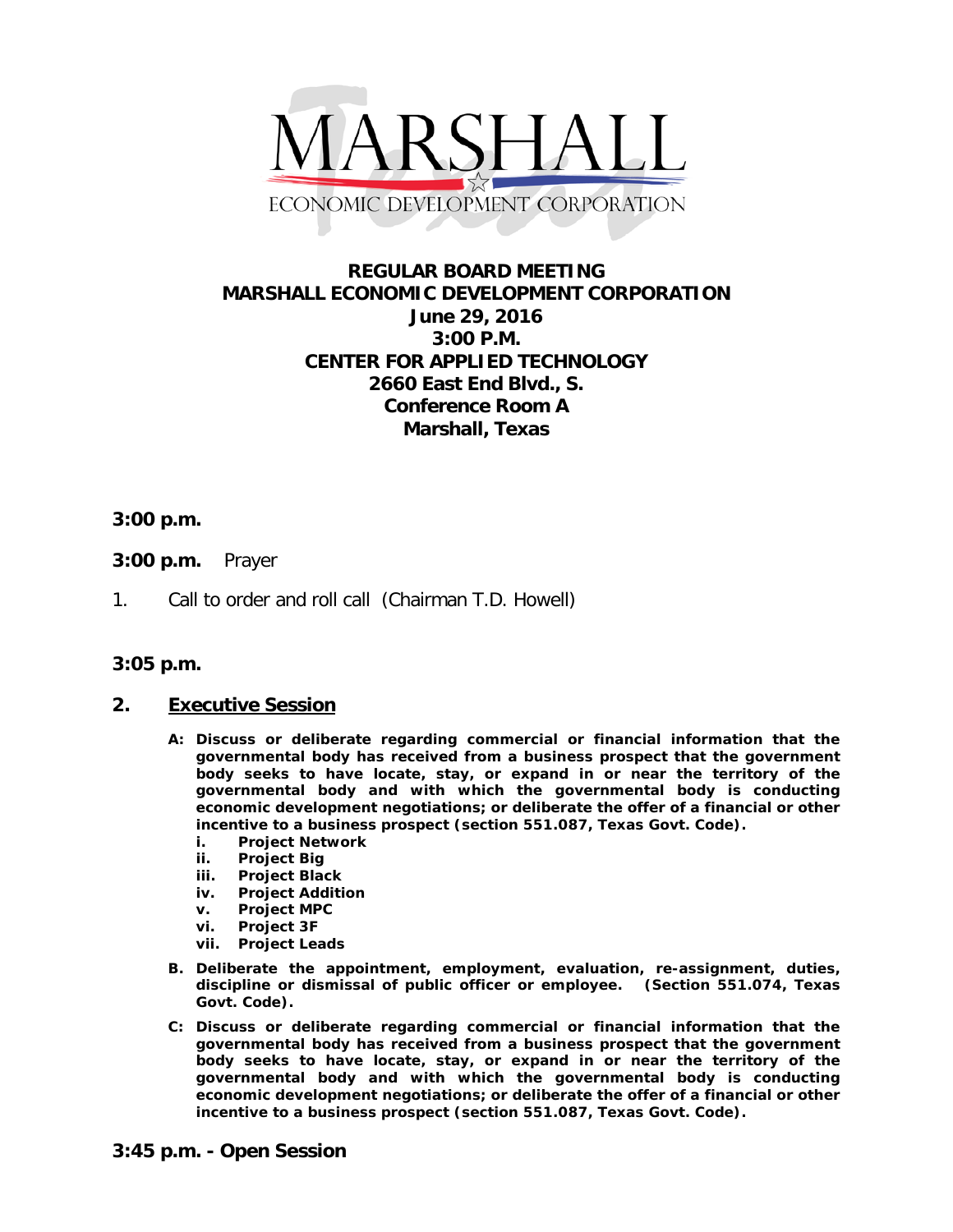# REGULAR BOARD MEETING
# MARSHALL ECONOMIC DEVELOPMENT CORPORATION
## June 29, 2016
## 3:00 P.M.
## CENTER FOR APPLIED TECHNOLOGY
## 2660 East End Blvd., S.
## Conference Room A
## Marshall, Texas

**3:00 p.m.**

**3:00 p.m.** Prayer

1. Call to order and roll call (Chairman T.D. Howell)

**3:05 p.m.**

## 2. Executive Session

- **A: Discuss or deliberate regarding commercial or financial information that the governmental body has received from a business prospect that the government body seeks to have locate, stay, or expand in or near the territory of the governmental body and with which the governmental body is conducting economic development negotiations; or deliberate the offer of a financial or other incentive to a business prospect (section 551.087, Texas Govt. Code).**
  - **i. Project Network**
  - **ii. Project Big**
  - **iii. Project Black**
  - **iv. Project Addition**
  - **v. Project MPC**
  - **vi. Project 3F**
  - **vii. Project Leads**
- **B. Deliberate the appointment, employment, evaluation, re-assignment, duties, discipline or dismissal of public officer or employee. (Section 551.074, Texas Govt. Code).**
- **C: Discuss or deliberate regarding commercial or financial information that the governmental body has received from a business prospect that the government body seeks to have locate, stay, or expand in or near the territory of the governmental body and with which the governmental body is conducting economic development negotiations; or deliberate the offer of a financial or other incentive to a business prospect (section 551.087, Texas Govt. Code).**

**3:45 p.m. - Open Session**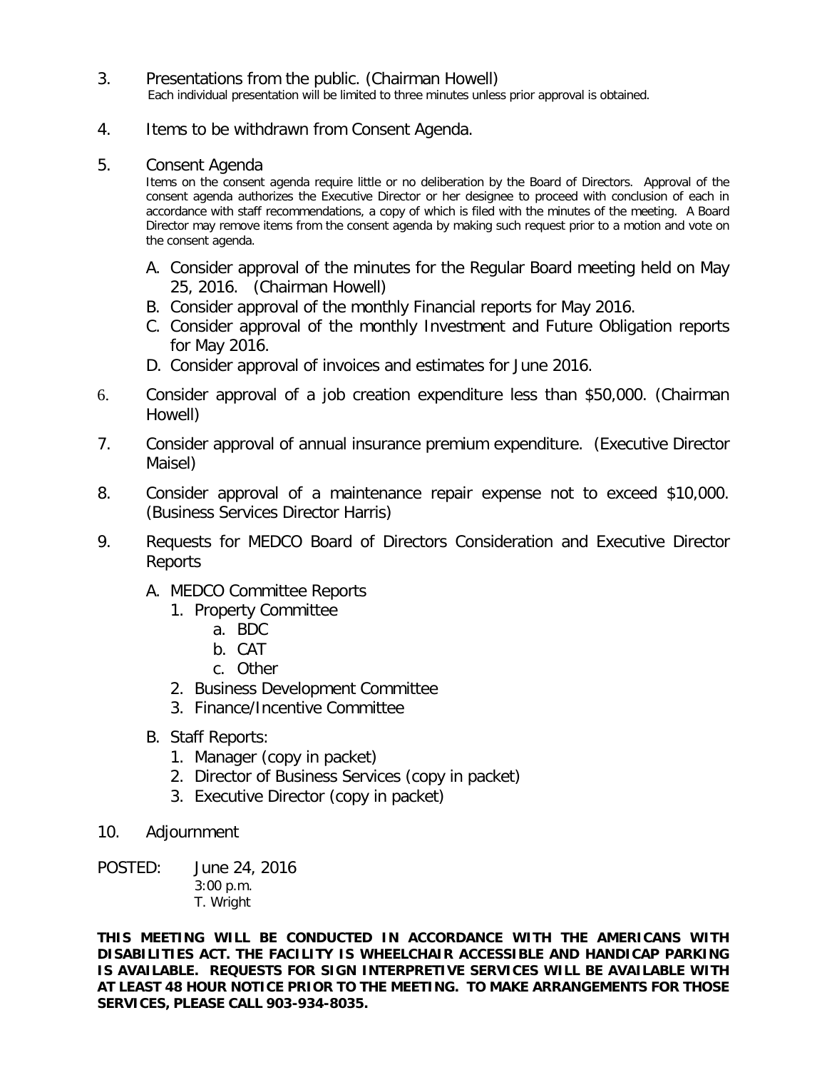3. Presentations from the public. (Chairman Howell)
   Each individual presentation will be limited to three minutes unless prior approval is obtained.

4. Items to be withdrawn from Consent Agenda.

5. Consent Agenda
   Items on the consent agenda require little or no deliberation by the Board of Directors. Approval of the consent agenda authorizes the Executive Director or her designee to proceed with conclusion of each in accordance with staff recommendations, a copy of which is filed with the minutes of the meeting. A Board Director may remove items from the consent agenda by making such request prior to a motion and vote on the consent agenda.

   A. Consider approval of the minutes for the Regular Board meeting held on May 25, 2016. (Chairman Howell)
   B. Consider approval of the monthly Financial reports for May 2016.
   C. Consider approval of the monthly Investment and Future Obligation reports for May 2016.
   D. Consider approval of invoices and estimates for June 2016.

6. Consider approval of a job creation expenditure less than $50,000. (Chairman Howell)

7. Consider approval of annual insurance premium expenditure. (Executive Director Maisel)

8. Consider approval of a maintenance repair expense not to exceed $10,000. (Business Services Director Harris)

9. Requests for MEDCO Board of Directors Consideration and Executive Director Reports

   A. MEDCO Committee Reports
      1. Property Committee
         a. BDC
         b. CAT
         c. Other
      2. Business Development Committee
      3. Finance/Incentive Committee

   B. Staff Reports:
      1. Manager (copy in packet)
      2. Director of Business Services (copy in packet)
      3. Executive Director (copy in packet)

10. Adjournment

POSTED: June 24, 2016
3:00 p.m.
T. Wright

**THIS MEETING WILL BE CONDUCTED IN ACCORDANCE WITH THE AMERICANS WITH DISABILITIES ACT. THE FACILITY IS WHEELCHAIR ACCESSIBLE AND HANDICAP PARKING IS AVAILABLE. REQUESTS FOR SIGN INTERPRETIVE SERVICES WILL BE AVAILABLE WITH AT LEAST 48 HOUR NOTICE PRIOR TO THE MEETING. TO MAKE ARRANGEMENTS FOR THOSE SERVICES, PLEASE CALL 903-934-8035.**